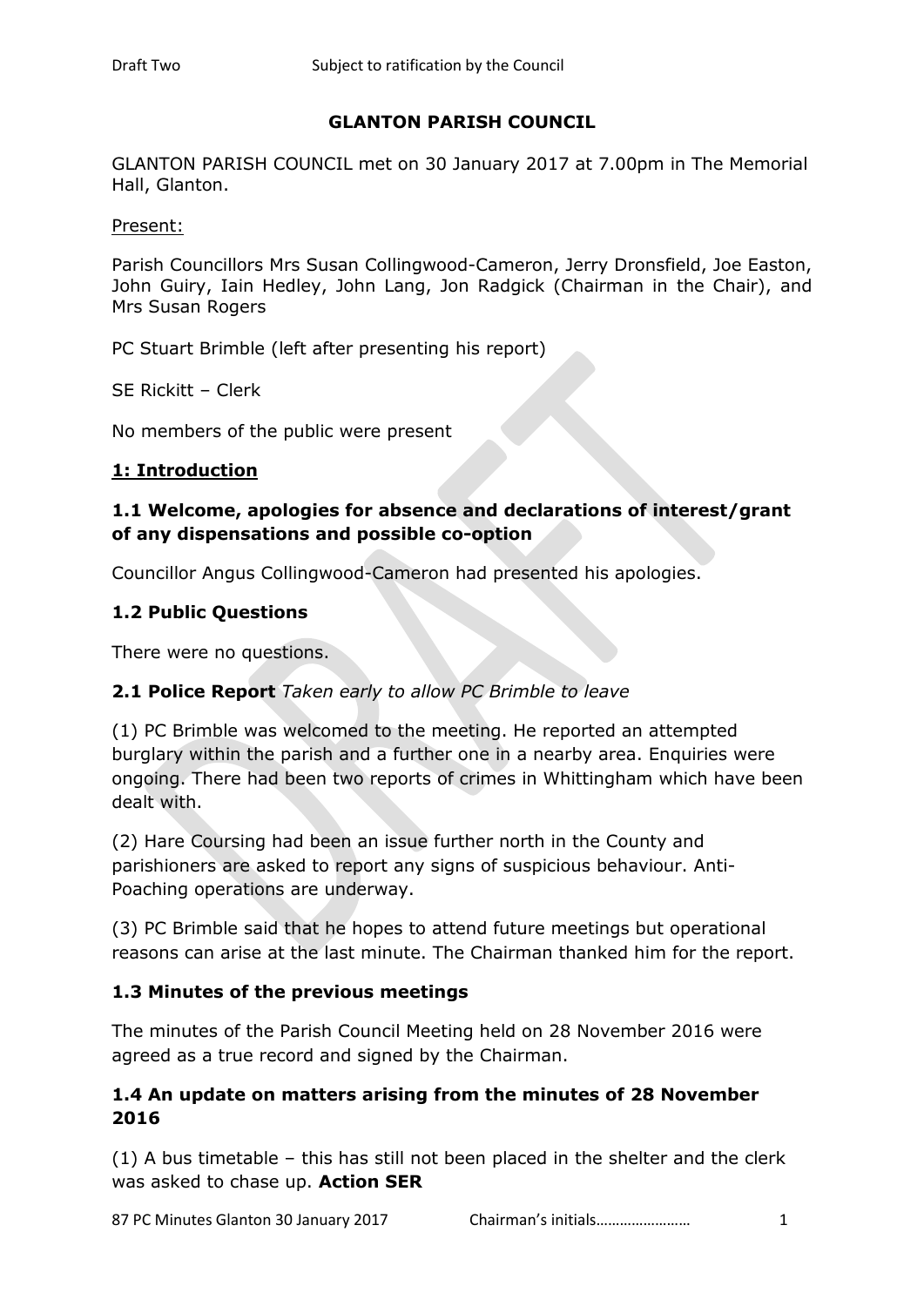# GLANTON PARISH COUNCIL

GLANTON PARISH COUNCIL met on 30 January 2017 at 7.00pm in The Memorial Hall, Glanton.

Present:

Parish Councillors Mrs Susan Collingwood-Cameron, Jerry Dronsfield, Joe Easton, John Guiry, Iain Hedley, John Lang, Jon Radgick (Chairman in the Chair), and Mrs Susan Rogers

PC Stuart Brimble (left after presenting his report)

SE Rickitt – Clerk

No members of the public were present

## 1: Introduction

### 1.1 Welcome, apologies for absence and declarations of interest/grant of any dispensations and possible co-option

Councillor Angus Collingwood-Cameron had presented his apologies.

### 1.2 Public Questions

There were no questions.

### 2.1 Police Report *Taken early to allow PC Brimble to leave*

(1) PC Brimble was welcomed to the meeting. He reported an attempted burglary within the parish and a further one in a nearby area. Enquiries were ongoing. There had been two reports of crimes in Whittingham which have been dealt with.

(2) Hare Coursing had been an issue further north in the County and parishioners are asked to report any signs of suspicious behaviour. Anti-Poaching operations are underway.

(3) PC Brimble said that he hopes to attend future meetings but operational reasons can arise at the last minute. The Chairman thanked him for the report.

### 1.3 Minutes of the previous meetings

The minutes of the Parish Council Meeting held on 28 November 2016 were agreed as a true record and signed by the Chairman.

### 1.4 An update on matters arising from the minutes of 28 November 2016

(1) A bus timetable – this has still not been placed in the shelter and the clerk was asked to chase up. **Action SER**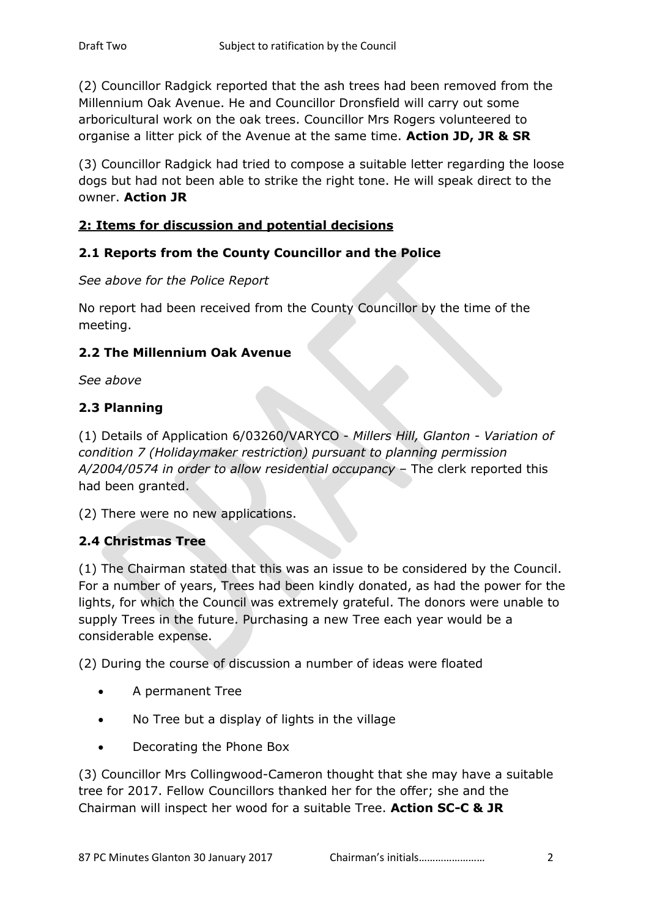(2) Councillor Radgick reported that the ash trees had been removed from the Millennium Oak Avenue. He and Councillor Dronsfield will carry out some arboricultural work on the oak trees. Councillor Mrs Rogers volunteered to organise a litter pick of the Avenue at the same time. **Action JD, JR & SR**

(3) Councillor Radgick had tried to compose a suitable letter regarding the loose dogs but had not been able to strike the right tone. He will speak direct to the owner. **Action JR**

## 2: Items for discussion and potential decisions

### 2.1 Reports from the County Councillor and the Police

*See above for the Police Report*

No report had been received from the County Councillor by the time of the meeting.

### 2.2 The Millennium Oak Avenue

*See above*

### 2.3 Planning

(1) Details of Application 6/03260/VARYCO - *Millers Hill, Glanton - Variation of condition 7 (Holidaymaker restriction) pursuant to planning permission A/2004/0574 in order to allow residential occupancy* – The clerk reported this had been granted.

(2) There were no new applications.

### 2.4 Christmas Tree

(1) The Chairman stated that this was an issue to be considered by the Council. For a number of years, Trees had been kindly donated, as had the power for the lights, for which the Council was extremely grateful. The donors were unable to supply Trees in the future. Purchasing a new Tree each year would be a considerable expense.

(2) During the course of discussion a number of ideas were floated

- A permanent Tree
- No Tree but a display of lights in the village
- Decorating the Phone Box

(3) Councillor Mrs Collingwood-Cameron thought that she may have a suitable tree for 2017. Fellow Councillors thanked her for the offer; she and the Chairman will inspect her wood for a suitable Tree. **Action SC-C & JR**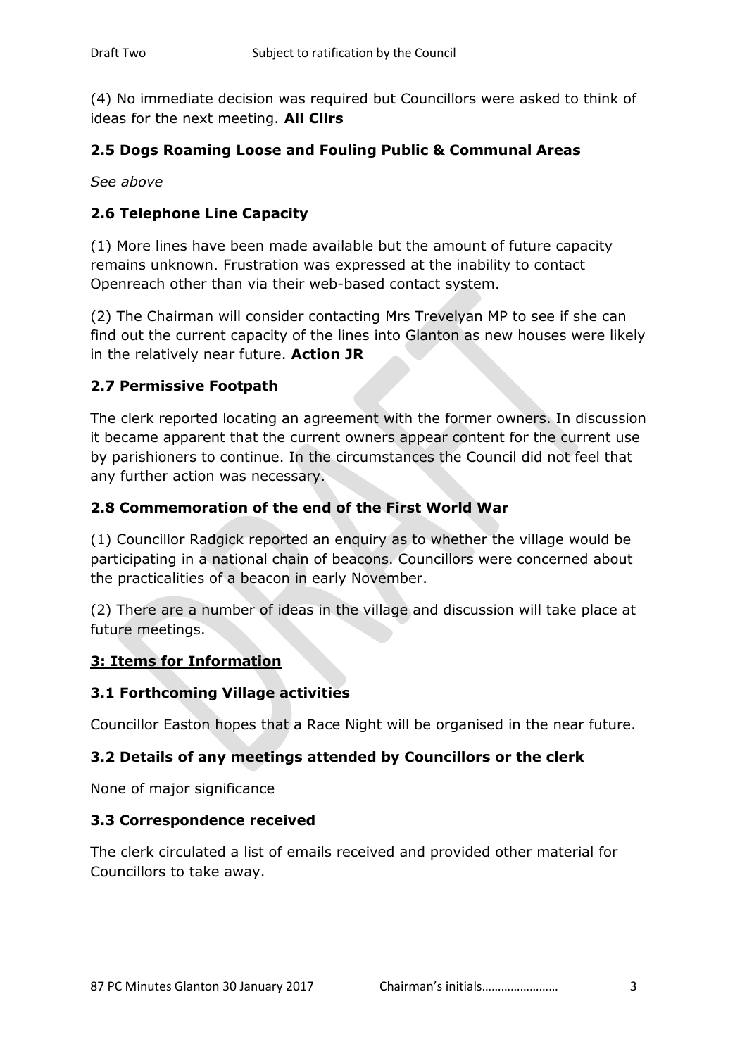(4) No immediate decision was required but Councillors were asked to think of ideas for the next meeting. **All Cllrs**

### 2.5 Dogs Roaming Loose and Fouling Public & Communal Areas

*See above*

### 2.6 Telephone Line Capacity

(1) More lines have been made available but the amount of future capacity remains unknown. Frustration was expressed at the inability to contact Openreach other than via their web-based contact system.

(2) The Chairman will consider contacting Mrs Trevelyan MP to see if she can find out the current capacity of the lines into Glanton as new houses were likely in the relatively near future. **Action JR**

### 2.7 Permissive Footpath

The clerk reported locating an agreement with the former owners. In discussion it became apparent that the current owners appear content for the current use by parishioners to continue. In the circumstances the Council did not feel that any further action was necessary.

### 2.8 Commemoration of the end of the First World War

(1) Councillor Radgick reported an enquiry as to whether the village would be participating in a national chain of beacons. Councillors were concerned about the practicalities of a beacon in early November.

(2) There are a number of ideas in the village and discussion will take place at future meetings.

## 3: Items for Information

### 3.1 Forthcoming Village activities

Councillor Easton hopes that a Race Night will be organised in the near future.

### 3.2 Details of any meetings attended by Councillors or the clerk

None of major significance

### 3.3 Correspondence received

The clerk circulated a list of emails received and provided other material for Councillors to take away.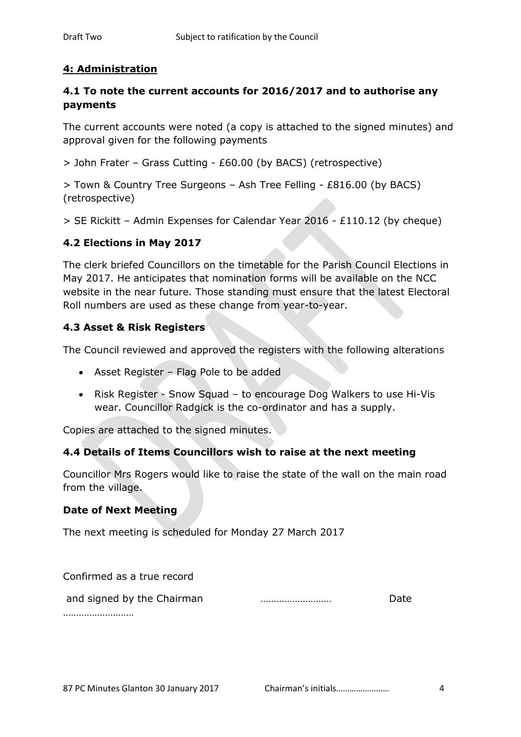## 4: Administration

### 4.1 To note the current accounts for 2016/2017 and to authorise any payments

The current accounts were noted (a copy is attached to the signed minutes) and approval given for the following payments

> John Frater – Grass Cutting - £60.00 (by BACS) (retrospective)

> Town & Country Tree Surgeons – Ash Tree Felling - £816.00 (by BACS) (retrospective)

> SE Rickitt – Admin Expenses for Calendar Year 2016 - £110.12 (by cheque)

### 4.2 Elections in May 2017

The clerk briefed Councillors on the timetable for the Parish Council Elections in May 2017. He anticipates that nomination forms will be available on the NCC website in the near future. Those standing must ensure that the latest Electoral Roll numbers are used as these change from year-to-year.

### 4.3 Asset & Risk Registers

The Council reviewed and approved the registers with the following alterations

- Asset Register – Flag Pole to be added
- Risk Register - Snow Squad – to encourage Dog Walkers to use Hi-Vis wear. Councillor Radgick is the co-ordinator and has a supply.

Copies are attached to the signed minutes.

### 4.4 Details of Items Councillors wish to raise at the next meeting

Councillor Mrs Rogers would like to raise the state of the wall on the main road from the village.

### Date of Next Meeting

The next meeting is scheduled for Monday 27 March 2017

Confirmed as a true record

and signed by the Chairman …………………… Date ……………………